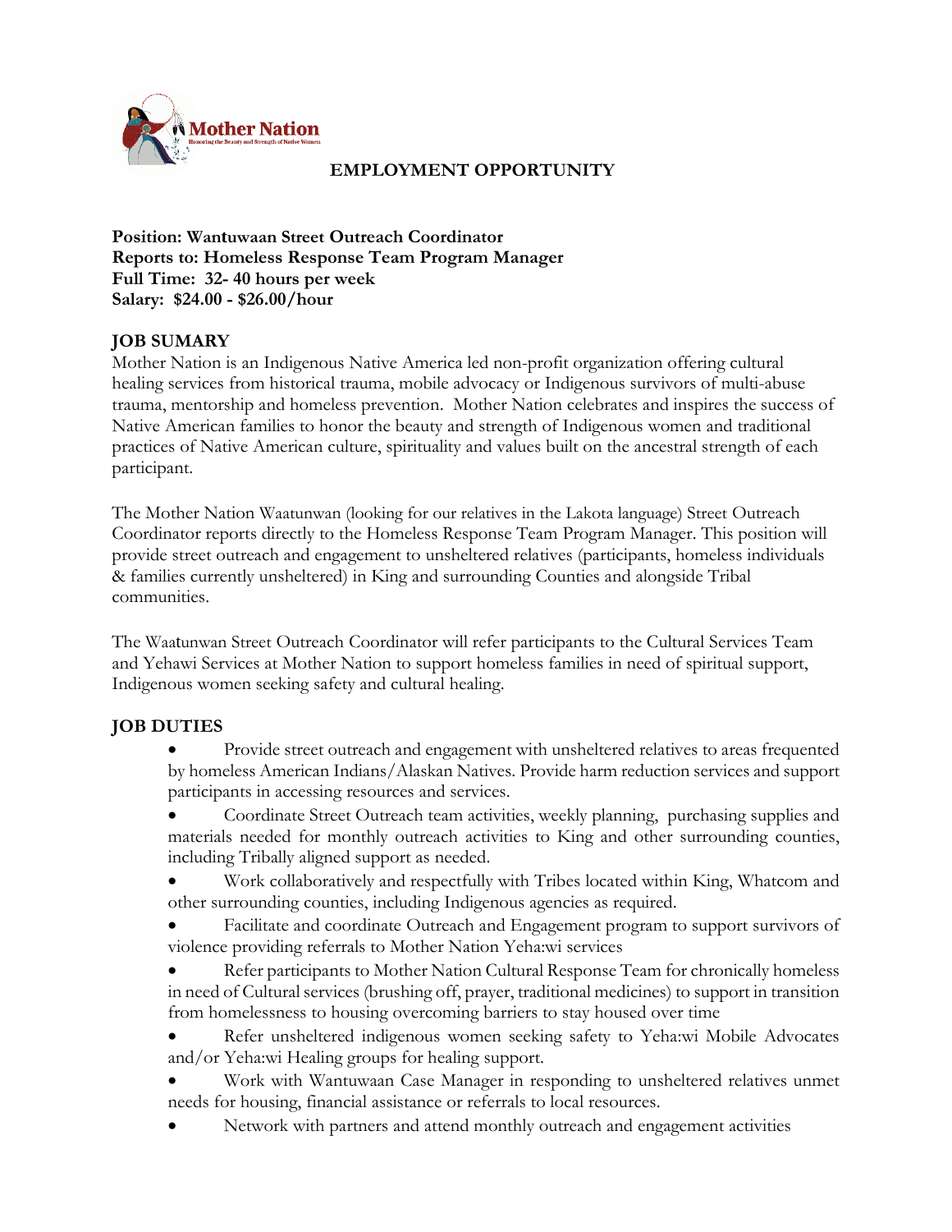Mother Nation
Honoring the Beauty and Strength of Native Women

## EMPLOYMENT OPPORTUNITY

**Position: Wantuwaan Street Outreach Coordinator**
**Reports to: Homeless Response Team Program Manager**
**Full Time: 32- 40 hours per week**
**Salary: $24.00 - $26.00/hour**

## JOB SUMARY

Mother Nation is an Indigenous Native America led non-profit organization offering cultural healing services from historical trauma, mobile advocacy or Indigenous survivors of multi-abuse trauma, mentorship and homeless prevention. Mother Nation celebrates and inspires the success of Native American families to honor the beauty and strength of Indigenous women and traditional practices of Native American culture, spirituality and values built on the ancestral strength of each participant.

The Mother Nation Waatunwan (looking for our relatives in the Lakota language) Street Outreach Coordinator reports directly to the Homeless Response Team Program Manager. This position will provide street outreach and engagement to unsheltered relatives (participants, homeless individuals & families currently unsheltered) in King and surrounding Counties and alongside Tribal communities.

The Waatunwan Street Outreach Coordinator will refer participants to the Cultural Services Team and Yehawi Services at Mother Nation to support homeless families in need of spiritual support, Indigenous women seeking safety and cultural healing.

## JOB DUTIES

- Provide street outreach and engagement with unsheltered relatives to areas frequented by homeless American Indians/Alaskan Natives. Provide harm reduction services and support participants in accessing resources and services.
- Coordinate Street Outreach team activities, weekly planning, purchasing supplies and materials needed for monthly outreach activities to King and other surrounding counties, including Tribally aligned support as needed.
- Work collaboratively and respectfully with Tribes located within King, Whatcom and other surrounding counties, including Indigenous agencies as required.
- Facilitate and coordinate Outreach and Engagement program to support survivors of violence providing referrals to Mother Nation Yeha:wi services
- Refer participants to Mother Nation Cultural Response Team for chronically homeless in need of Cultural services (brushing off, prayer, traditional medicines) to support in transition from homelessness to housing overcoming barriers to stay housed over time
- Refer unsheltered indigenous women seeking safety to Yeha:wi Mobile Advocates and/or Yeha:wi Healing groups for healing support.
- Work with Wantuwaan Case Manager in responding to unsheltered relatives unmet needs for housing, financial assistance or referrals to local resources.
- Network with partners and attend monthly outreach and engagement activities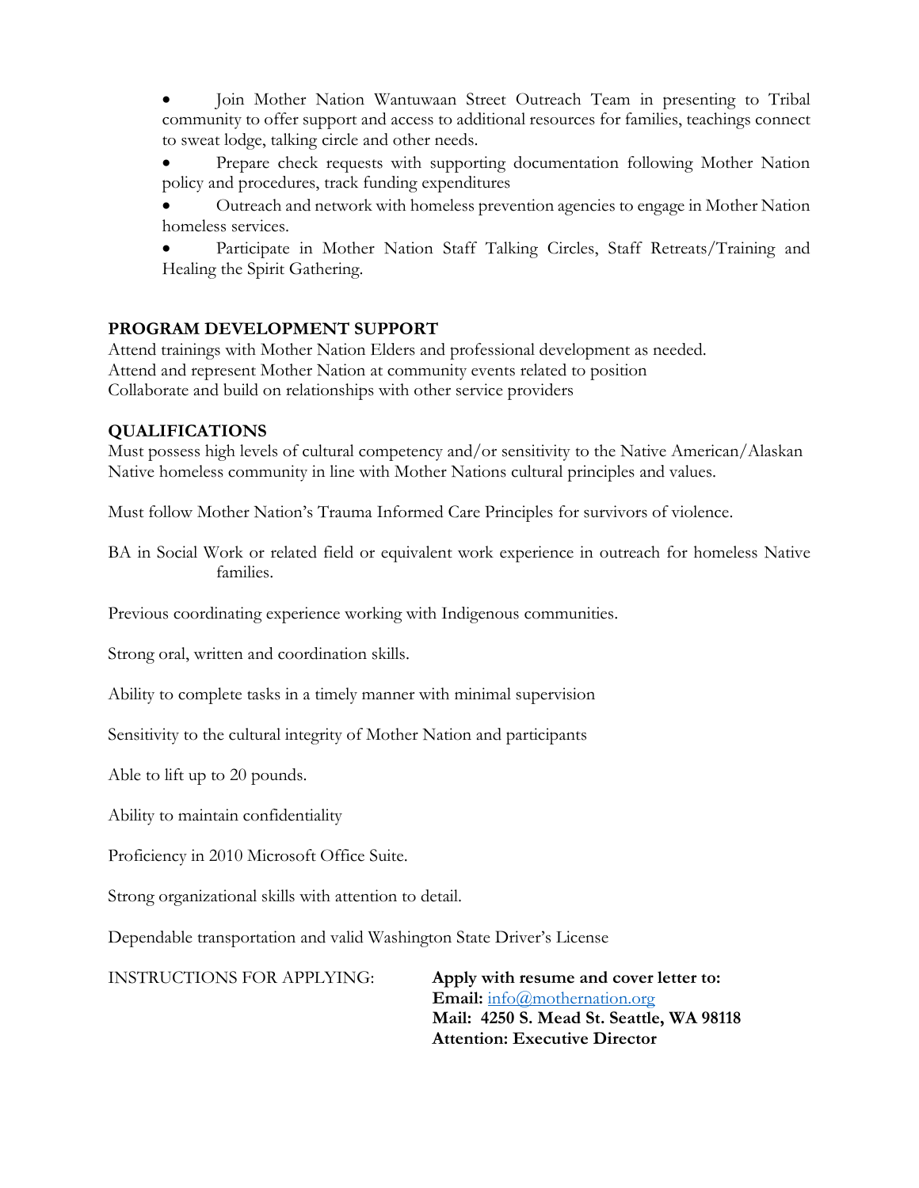- Join Mother Nation Wantuwaan Street Outreach Team in presenting to Tribal community to offer support and access to additional resources for families, teachings connect to sweat lodge, talking circle and other needs.
- Prepare check requests with supporting documentation following Mother Nation policy and procedures, track funding expenditures
- Outreach and network with homeless prevention agencies to engage in Mother Nation homeless services.
- Participate in Mother Nation Staff Talking Circles, Staff Retreats/Training and Healing the Spirit Gathering.

**PROGRAM DEVELOPMENT SUPPORT**

Attend trainings with Mother Nation Elders and professional development as needed.
Attend and represent Mother Nation at community events related to position
Collaborate and build on relationships with other service providers

**QUALIFICATIONS**

Must possess high levels of cultural competency and/or sensitivity to the Native American/Alaskan Native homeless community in line with Mother Nations cultural principles and values.

Must follow Mother Nation's Trauma Informed Care Principles for survivors of violence.

BA in Social Work or related field or equivalent work experience in outreach for homeless Native families.

Previous coordinating experience working with Indigenous communities.

Strong oral, written and coordination skills.

Ability to complete tasks in a timely manner with minimal supervision

Sensitivity to the cultural integrity of Mother Nation and participants

Able to lift up to 20 pounds.

Ability to maintain confidentiality

Proficiency in 2010 Microsoft Office Suite.

Strong organizational skills with attention to detail.

Dependable transportation and valid Washington State Driver's License

INSTRUCTIONS FOR APPLYING:

**Apply with resume and cover letter to:**
**Email:** info@mothernation.org
**Mail: 4250 S. Mead St. Seattle, WA 98118**
**Attention: Executive Director**